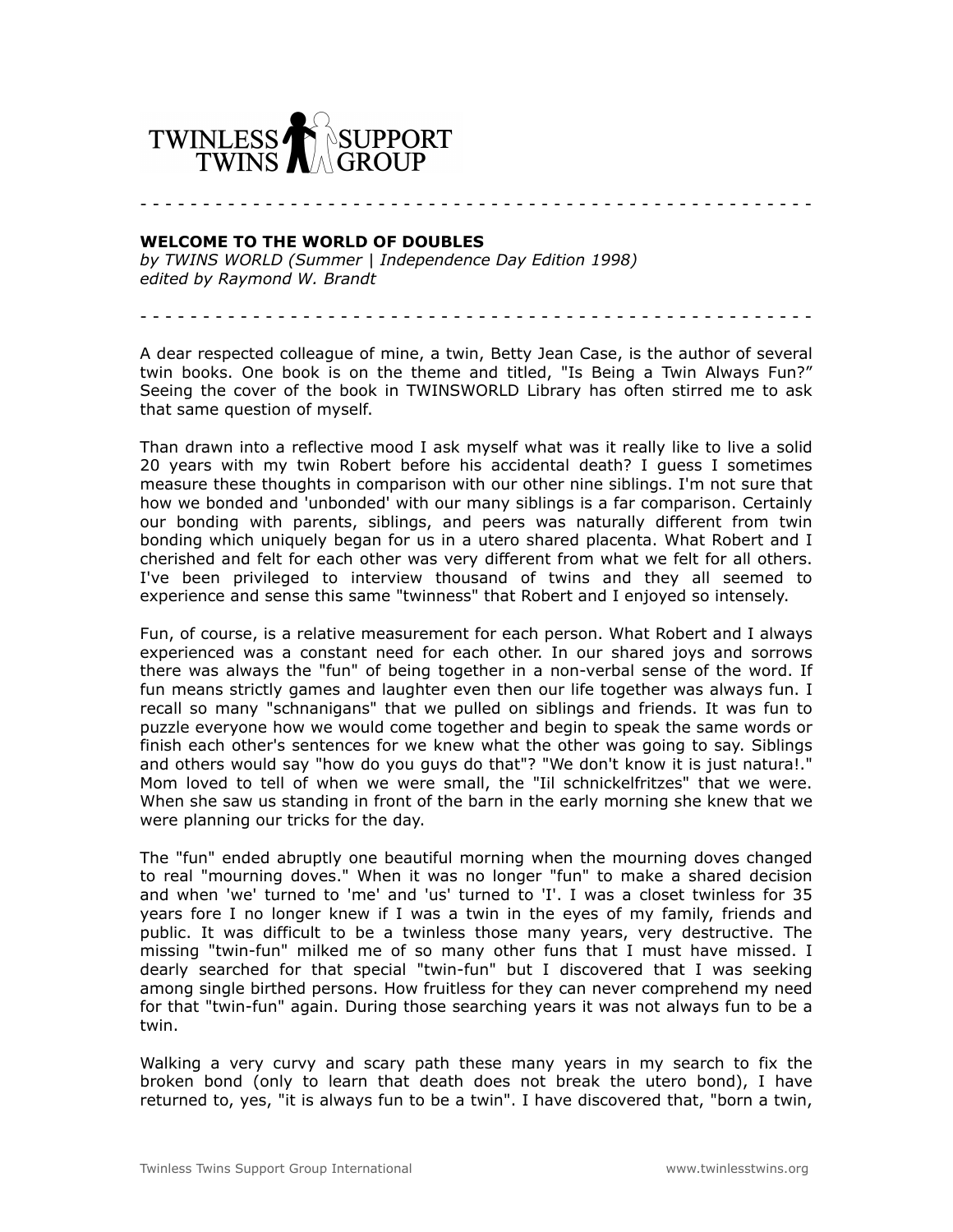TWINLESS TWINS SUPPORT GROUP

- - - - - - - - - - - - - - - - - - - - - - - - - - - - - - - - - - - - - - - - - - - - - - - - - -

**WELCOME TO THE WORLD OF DOUBLES**
*by TWINS WORLD (Summer | Independence Day Edition 1998)*
*edited by Raymond W. Brandt*

- - - - - - - - - - - - - - - - - - - - - - - - - - - - - - - - - - - - - - - - - - - - - - - - - -

A dear respected colleague of mine, a twin, Betty Jean Case, is the author of several twin books. One book is on the theme and titled, "Is Being a Twin Always Fun?" Seeing the cover of the book in TWINSWORLD Library has often stirred me to ask that same question of myself.

Than drawn into a reflective mood I ask myself what was it really like to live a solid 20 years with my twin Robert before his accidental death? I guess I sometimes measure these thoughts in comparison with our other nine siblings. I'm not sure that how we bonded and 'unbonded' with our many siblings is a far comparison. Certainly our bonding with parents, siblings, and peers was naturally different from twin bonding which uniquely began for us in a utero shared placenta. What Robert and I cherished and felt for each other was very different from what we felt for all others. I've been privileged to interview thousand of twins and they all seemed to experience and sense this same "twinness" that Robert and I enjoyed so intensely.

Fun, of course, is a relative measurement for each person. What Robert and I always experienced was a constant need for each other. In our shared joys and sorrows there was always the "fun" of being together in a non-verbal sense of the word. If fun means strictly games and laughter even then our life together was always fun. I recall so many "schnanigans" that we pulled on siblings and friends. It was fun to puzzle everyone how we would come together and begin to speak the same words or finish each other's sentences for we knew what the other was going to say. Siblings and others would say "how do you guys do that"? "We don't know it is just natura!." Mom loved to tell of when we were small, the "Iil schnickelfritzes" that we were. When she saw us standing in front of the barn in the early morning she knew that we were planning our tricks for the day.

The "fun" ended abruptly one beautiful morning when the mourning doves changed to real "mourning doves." When it was no longer "fun" to make a shared decision and when 'we' turned to 'me' and 'us' turned to 'I'. I was a closet twinless for 35 years fore I no longer knew if I was a twin in the eyes of my family, friends and public. It was difficult to be a twinless those many years, very destructive. The missing "twin-fun" milked me of so many other funs that I must have missed. I dearly searched for that special "twin-fun" but I discovered that I was seeking among single birthed persons. How fruitless for they can never comprehend my need for that "twin-fun" again. During those searching years it was not always fun to be a twin.

Walking a very curvy and scary path these many years in my search to fix the broken bond (only to learn that death does not break the utero bond), I have returned to, yes, "it is always fun to be a twin". I have discovered that, "born a twin,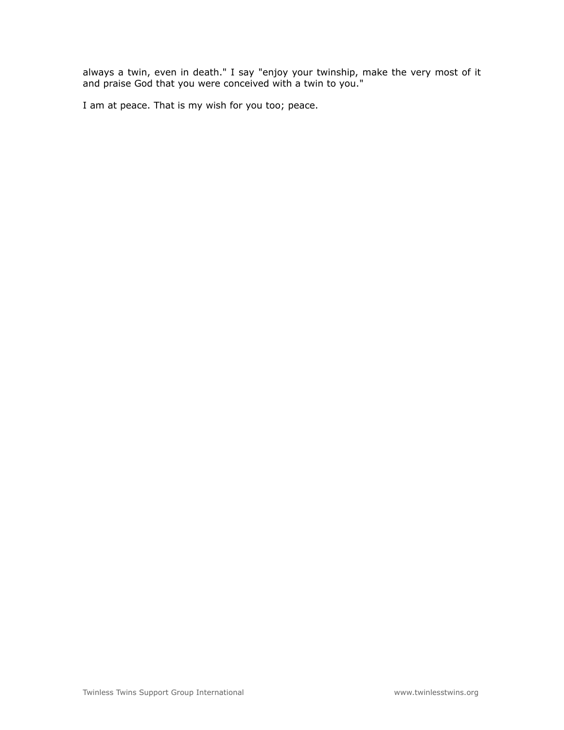always a twin, even in death." I say "enjoy your twinship, make the very most of it and praise God that you were conceived with a twin to you."

I am at peace. That is my wish for you too; peace.